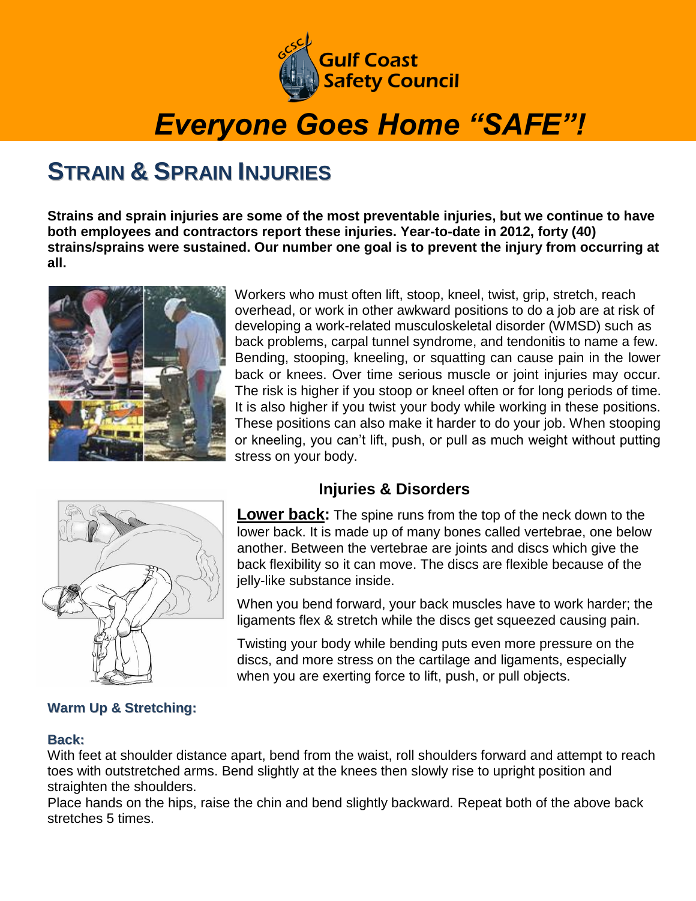Gulf Coast Safety Council

# *Everyone Goes Home "SAFE"!*

## STRAIN & SPRAIN INJURIES

**Strains and sprain injuries are some of the most preventable injuries, but we continue to have both employees and contractors report these injuries. Year-to-date in 2012, forty (40) strains/sprains were sustained. Our number one goal is to prevent the injury from occurring at all.**

Workers who must often lift, stoop, kneel, twist, grip, stretch, reach overhead, or work in other awkward positions to do a job are at risk of developing a work-related musculoskeletal disorder (WMSD) such as back problems, carpal tunnel syndrome, and tendonitis to name a few. Bending, stooping, kneeling, or squatting can cause pain in the lower back or knees. Over time serious muscle or joint injuries may occur. The risk is higher if you stoop or kneel often or for long periods of time. It is also higher if you twist your body while working in these positions. These positions can also make it harder to do your job. When stooping or kneeling, you can't lift, push, or pull as much weight without putting stress on your body.

### Injuries & Disorders

**Lower back:** The spine runs from the top of the neck down to the lower back. It is made up of many bones called vertebrae, one below another. Between the vertebrae are joints and discs which give the back flexibility so it can move. The discs are flexible because of the jelly-like substance inside.

When you bend forward, your back muscles have to work harder; the ligaments flex & stretch while the discs get squeezed causing pain.

Twisting your body while bending puts even more pressure on the discs, and more stress on the cartilage and ligaments, especially when you are exerting force to lift, push, or pull objects.

**Warm Up & Stretching:**

**Back:**

With feet at shoulder distance apart, bend from the waist, roll shoulders forward and attempt to reach toes with outstretched arms. Bend slightly at the knees then slowly rise to upright position and straighten the shoulders.

Place hands on the hips, raise the chin and bend slightly backward. Repeat both of the above back stretches 5 times.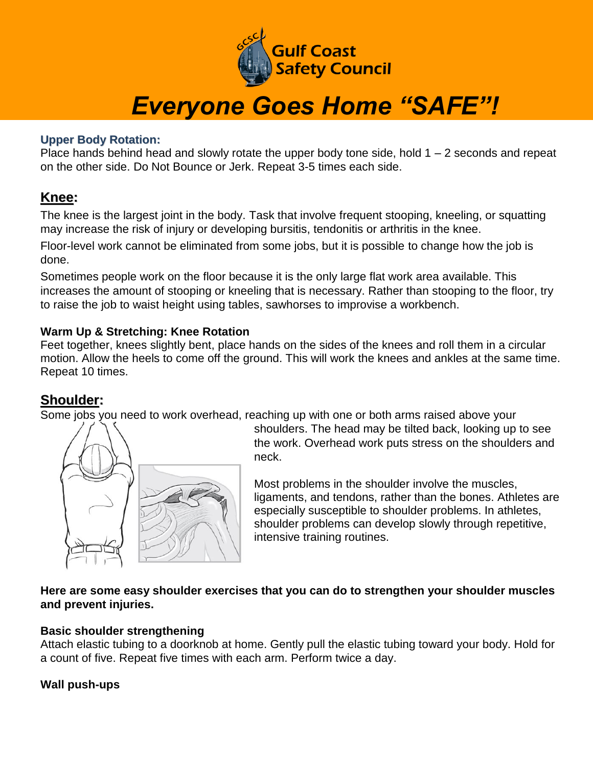**Upper Body Rotation:**
Place hands behind head and slowly rotate the upper body tone side, hold 1 – 2 seconds and repeat on the other side. Do Not Bounce or Jerk. Repeat 3-5 times each side.

## Knee:

The knee is the largest joint in the body. Task that involve frequent stooping, kneeling, or squatting may increase the risk of injury or developing bursitis, tendonitis or arthritis in the knee.

Floor-level work cannot be eliminated from some jobs, but it is possible to change how the job is done.

Sometimes people work on the floor because it is the only large flat work area available. This increases the amount of stooping or kneeling that is necessary. Rather than stooping to the floor, try to raise the job to waist height using tables, sawhorses to improvise a workbench.

**Warm Up & Stretching: Knee Rotation**
Feet together, knees slightly bent, place hands on the sides of the knees and roll them in a circular motion. Allow the heels to come off the ground. This will work the knees and ankles at the same time. Repeat 10 times.

## Shoulder:

Some jobs you need to work overhead, reaching up with one or both arms raised above your shoulders. The head may be tilted back, looking up to see the work. Overhead work puts stress on the shoulders and neck.

Most problems in the shoulder involve the muscles, ligaments, and tendons, rather than the bones. Athletes are especially susceptible to shoulder problems. In athletes, shoulder problems can develop slowly through repetitive, intensive training routines.

**Here are some easy shoulder exercises that you can do to strengthen your shoulder muscles and prevent injuries.**

**Basic shoulder strengthening**
Attach elastic tubing to a doorknob at home. Gently pull the elastic tubing toward your body. Hold for a count of five. Repeat five times with each arm. Perform twice a day.

**Wall push-ups**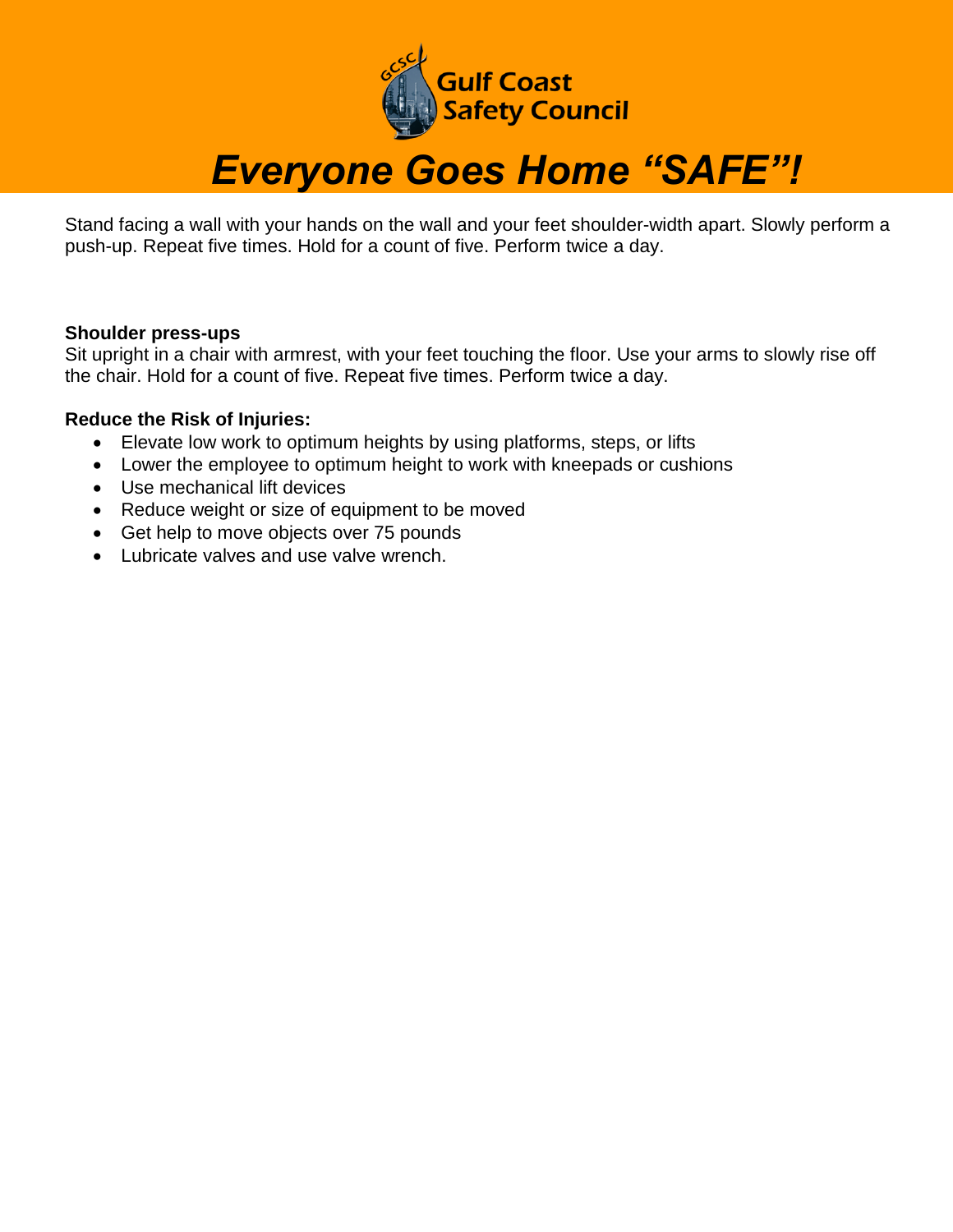Stand facing a wall with your hands on the wall and your feet shoulder-width apart. Slowly perform a push-up. Repeat five times. Hold for a count of five. Perform twice a day.

**Shoulder press-ups**
Sit upright in a chair with armrest, with your feet touching the floor. Use your arms to slowly rise off the chair. Hold for a count of five. Repeat five times. Perform twice a day.

**Reduce the Risk of Injuries:**

- Elevate low work to optimum heights by using platforms, steps, or lifts
- Lower the employee to optimum height to work with kneepads or cushions
- Use mechanical lift devices
- Reduce weight or size of equipment to be moved
- Get help to move objects over 75 pounds
- Lubricate valves and use valve wrench.